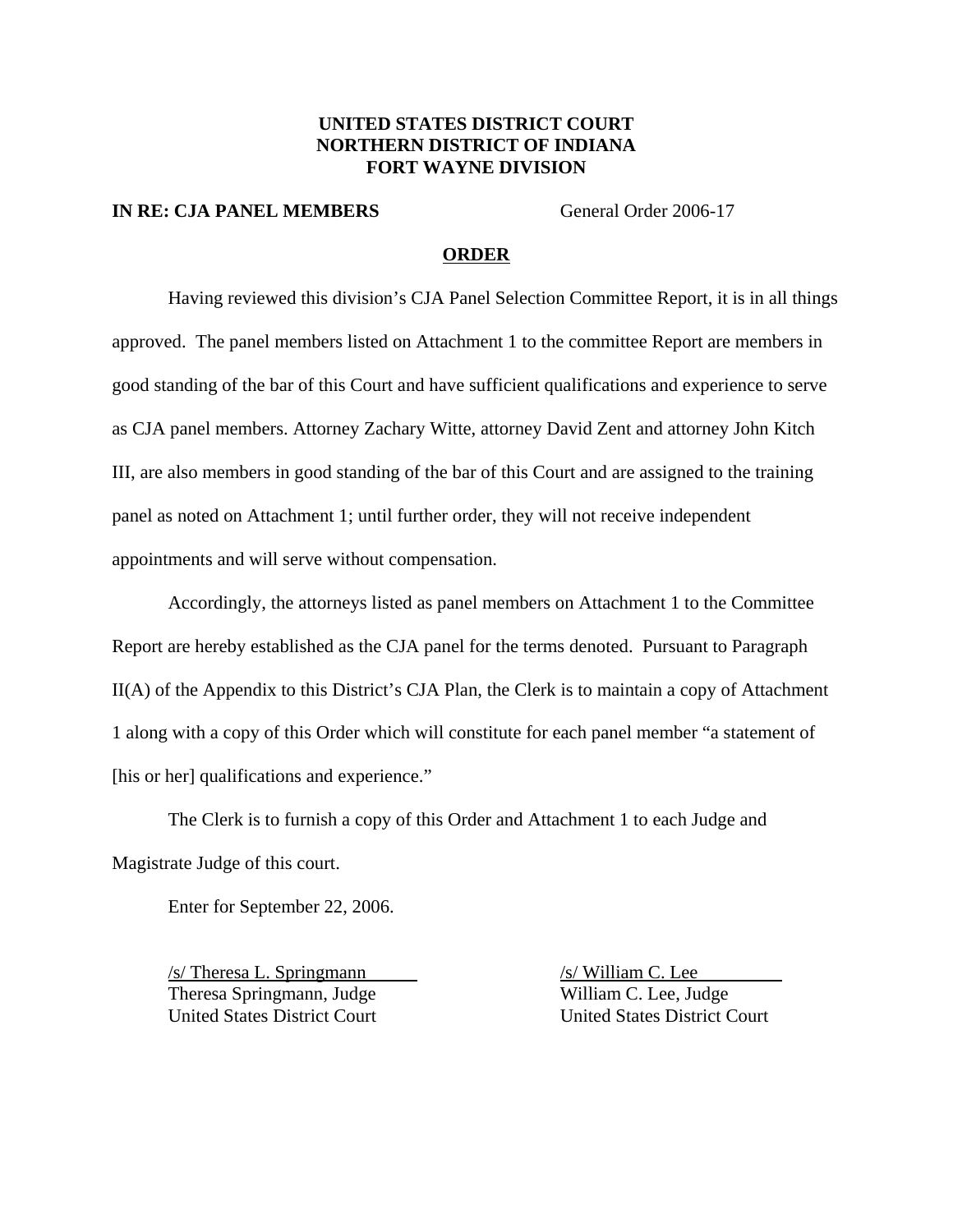**UNITED STATES DISTRICT COURT**
**NORTHERN DISTRICT OF INDIANA**
**FORT WAYNE DIVISION**

**IN RE: CJA PANEL MEMBERS** General Order 2006-17

## ORDER

Having reviewed this division's CJA Panel Selection Committee Report, it is in all things approved. The panel members listed on Attachment 1 to the committee Report are members in good standing of the bar of this Court and have sufficient qualifications and experience to serve as CJA panel members. Attorney Zachary Witte, attorney David Zent and attorney John Kitch III, are also members in good standing of the bar of this Court and are assigned to the training panel as noted on Attachment 1; until further order, they will not receive independent appointments and will serve without compensation.

Accordingly, the attorneys listed as panel members on Attachment 1 to the Committee Report are hereby established as the CJA panel for the terms denoted. Pursuant to Paragraph II(A) of the Appendix to this District's CJA Plan, the Clerk is to maintain a copy of Attachment 1 along with a copy of this Order which will constitute for each panel member "a statement of [his or her] qualifications and experience."

The Clerk is to furnish a copy of this Order and Attachment 1 to each Judge and Magistrate Judge of this court.

Enter for September 22, 2006.

/s/ Theresa L. Springmann
Theresa Springmann, Judge
United States District Court

/s/ William C. Lee
William C. Lee, Judge
United States District Court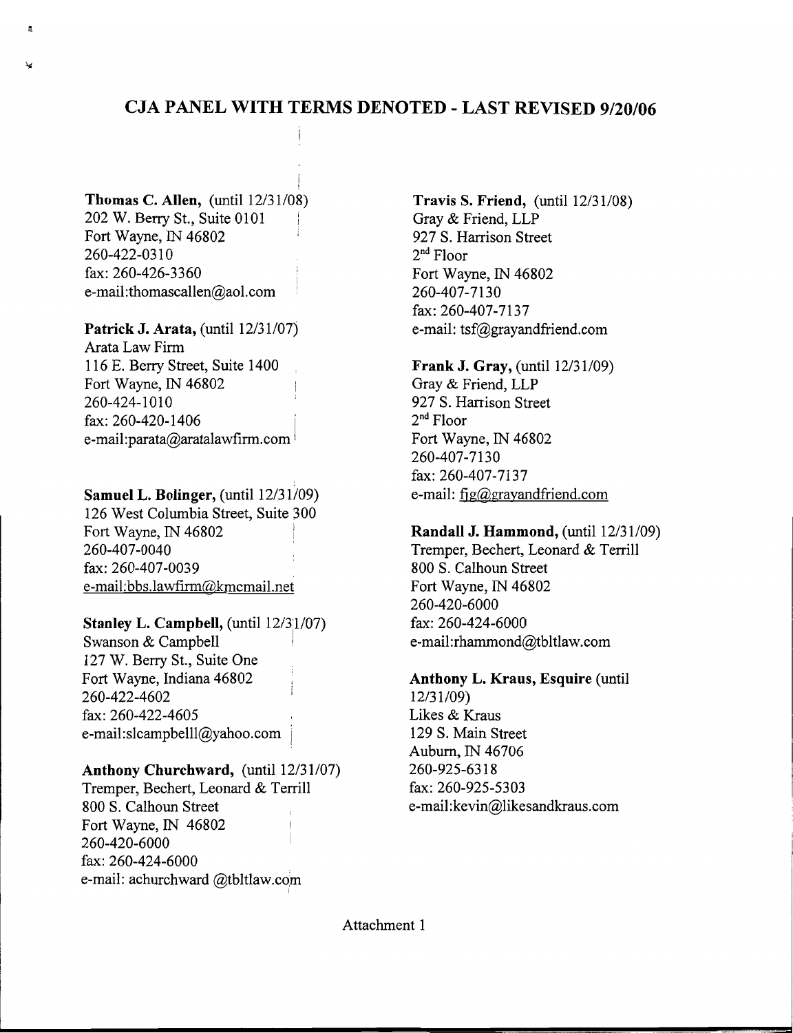## CJA PANEL WITH TERMS DENOTED - LAST REVISED 9/20/06

**Thomas C. Allen,** (until 12/31/08)
202 W. Berry St., Suite 0101
Fort Wayne, IN 46802
260-422-0310
fax: 260-426-3360
e-mail:thomascallen@aol.com

**Patrick J. Arata,** (until 12/31/07)
Arata Law Firm
116 E. Berry Street, Suite 1400
Fort Wayne, IN 46802
260-424-1010
fax: 260-420-1406
e-mail:parata@aratalawfirm.com

**Samuel L. Bolinger,** (until 12/31/09)
126 West Columbia Street, Suite 300
Fort Wayne, IN 46802
260-407-0040
fax: 260-407-0039
e-mail:bbs.lawfirm@kmcmail.net

**Stanley L. Campbell,** (until 12/31/07)
Swanson & Campbell
127 W. Berry St., Suite One
Fort Wayne, Indiana 46802
260-422-4602
fax: 260-422-4605
e-mail:slcampbelll@yahoo.com

**Anthony Churchward,** (until 12/31/07)
Tremper, Bechert, Leonard & Terrill
800 S. Calhoun Street
Fort Wayne, IN 46802
260-420-6000
fax: 260-424-6000
e-mail: achurchward @tbltlaw.com

**Travis S. Friend,** (until 12/31/08)
Gray & Friend, LLP
927 S. Harrison Street
2nd Floor
Fort Wayne, IN 46802
260-407-7130
fax: 260-407-7137
e-mail: tsf@grayandfriend.com

**Frank J. Gray,** (until 12/31/09)
Gray & Friend, LLP
927 S. Harrison Street
2nd Floor
Fort Wayne, IN 46802
260-407-7130
fax: 260-407-7137
e-mail: fjg@grayandfriend.com

**Randall J. Hammond,** (until 12/31/09)
Tremper, Bechert, Leonard & Terrill
800 S. Calhoun Street
Fort Wayne, IN 46802
260-420-6000
fax: 260-424-6000
e-mail:rhammond@tbltlaw.com

**Anthony L. Kraus, Esquire** (until 12/31/09)
Likes & Kraus
129 S. Main Street
Auburn, IN 46706
260-925-6318
fax: 260-925-5303
e-mail:kevin@likesandkraus.com

Attachment 1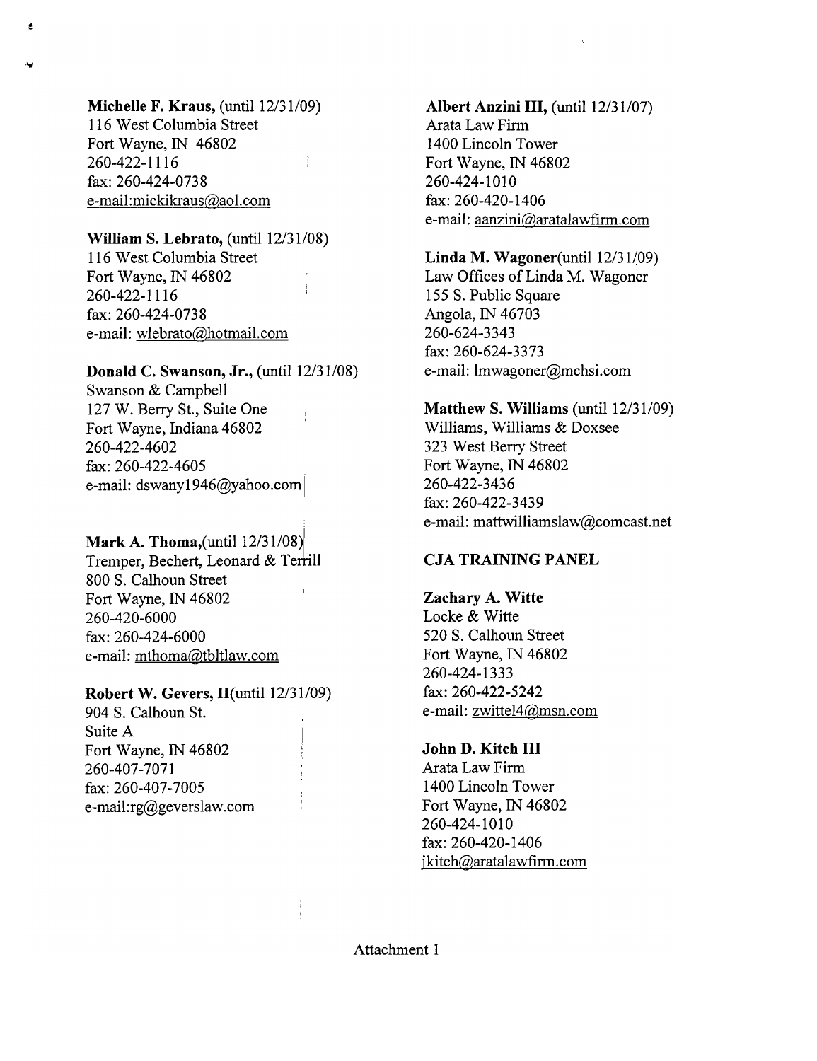**Michelle F. Kraus,** (until 12/31/09)
116 West Columbia Street
Fort Wayne, IN 46802
260-422-1116
fax: 260-424-0738
e-mail:mickikraus@aol.com

**William S. Lebrato,** (until 12/31/08)
116 West Columbia Street
Fort Wayne, IN 46802
260-422-1116
fax: 260-424-0738
e-mail: wlebrato@hotmail.com

**Donald C. Swanson, Jr.,** (until 12/31/08)
Swanson & Campbell
127 W. Berry St., Suite One
Fort Wayne, Indiana 46802
260-422-4602
fax: 260-422-4605
e-mail: dswany1946@yahoo.com

**Mark A. Thoma,**(until 12/31/08)
Tremper, Bechert, Leonard & Terrill
800 S. Calhoun Street
Fort Wayne, IN 46802
260-420-6000
fax: 260-424-6000
e-mail: mthoma@tbltlaw.com

**Robert W. Gevers, II**(until 12/31/09)
904 S. Calhoun St.
Suite A
Fort Wayne, IN 46802
260-407-7071
fax: 260-407-7005
e-mail:rg@geverslaw.com

**Albert Anzini III,** (until 12/31/07)
Arata Law Firm
1400 Lincoln Tower
Fort Wayne, IN 46802
260-424-1010
fax: 260-420-1406
e-mail: aanzini@aratalawfirm.com

**Linda M. Wagoner**(until 12/31/09)
Law Offices of Linda M. Wagoner
155 S. Public Square
Angola, IN 46703
260-624-3343
fax: 260-624-3373
e-mail: lmwagoner@mchsi.com

**Matthew S. Williams** (until 12/31/09)
Williams, Williams & Doxsee
323 West Berry Street
Fort Wayne, IN 46802
260-422-3436
fax: 260-422-3439
e-mail: mattwilliamslaw@comcast.net

**CJA TRAINING PANEL**

**Zachary A. Witte**
Locke & Witte
520 S. Calhoun Street
Fort Wayne, IN 46802
260-424-1333
fax: 260-422-5242
e-mail: zwittel4@msn.com

**John D. Kitch III**
Arata Law Firm
1400 Lincoln Tower
Fort Wayne, IN 46802
260-424-1010
fax: 260-420-1406
jkitch@aratalawfirm.com

Attachment 1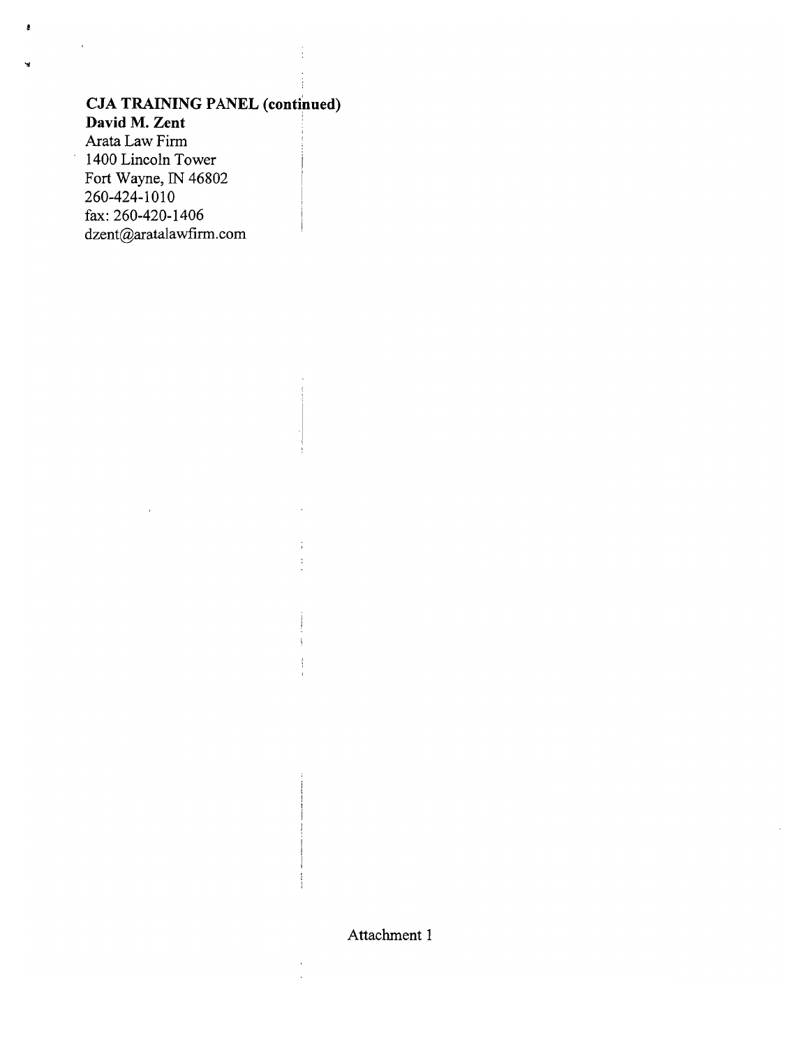**CJA TRAINING PANEL (continued)**

**David M. Zent**
Arata Law Firm
1400 Lincoln Tower
Fort Wayne, IN 46802
260-424-1010
fax: 260-420-1406
dzent@aratalawfirm.com

Attachment 1